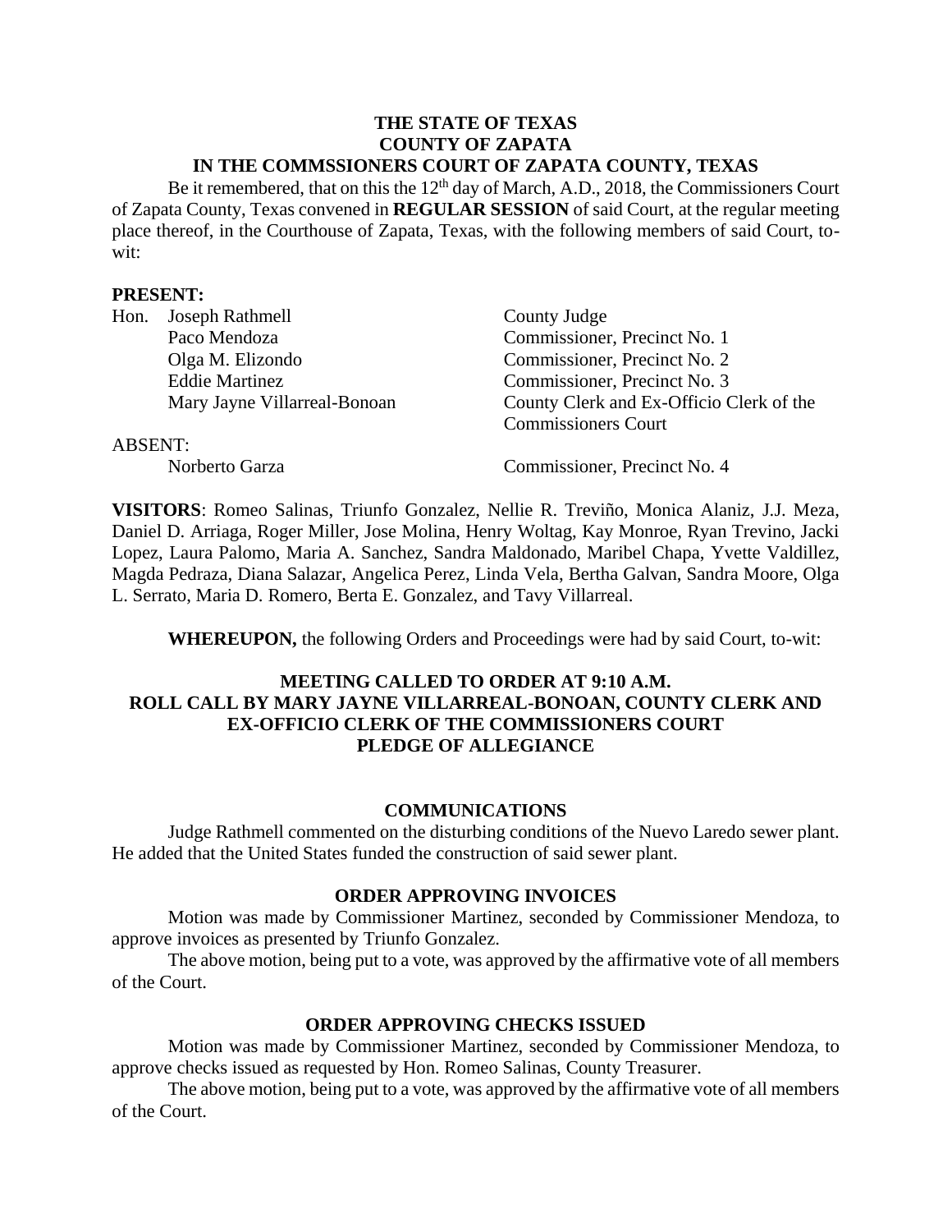**THE STATE OF TEXAS**
**COUNTY OF ZAPATA**
**IN THE COMMSSIONERS COURT OF ZAPATA COUNTY, TEXAS**

Be it remembered, that on this the 12th day of March, A.D., 2018, the Commissioners Court of Zapata County, Texas convened in **REGULAR SESSION** of said Court, at the regular meeting place thereof, in the Courthouse of Zapata, Texas, with the following members of said Court, to-wit:

**PRESENT:**

| | | |
|---|---|---|
| Hon. | Joseph Rathmell | County Judge |
| | Paco Mendoza | Commissioner, Precinct No. 1 |
| | Olga M. Elizondo | Commissioner, Precinct No. 2 |
| | Eddie Martinez | Commissioner, Precinct No. 3 |
| | Mary Jayne Villarreal-Bonoan | County Clerk and Ex-Officio Clerk of the Commissioners Court |

ABSENT:

| | | |
|---|---|---|
| | Norberto Garza | Commissioner, Precinct No. 4 |

**VISITORS**: Romeo Salinas, Triunfo Gonzalez, Nellie R. Treviño, Monica Alaniz, J.J. Meza, Daniel D. Arriaga, Roger Miller, Jose Molina, Henry Woltag, Kay Monroe, Ryan Trevino, Jacki Lopez, Laura Palomo, Maria A. Sanchez, Sandra Maldonado, Maribel Chapa, Yvette Valdillez, Magda Pedraza, Diana Salazar, Angelica Perez, Linda Vela, Bertha Galvan, Sandra Moore, Olga L. Serrato, Maria D. Romero, Berta E. Gonzalez, and Tavy Villarreal.

**WHEREUPON,** the following Orders and Proceedings were had by said Court, to-wit:

**MEETING CALLED TO ORDER AT 9:10 A.M.**
**ROLL CALL BY MARY JAYNE VILLARREAL-BONOAN, COUNTY CLERK AND EX-OFFICIO CLERK OF THE COMMISSIONERS COURT**
**PLEDGE OF ALLEGIANCE**

## COMMUNICATIONS

Judge Rathmell commented on the disturbing conditions of the Nuevo Laredo sewer plant. He added that the United States funded the construction of said sewer plant.

## ORDER APPROVING INVOICES

Motion was made by Commissioner Martinez, seconded by Commissioner Mendoza, to approve invoices as presented by Triunfo Gonzalez.

The above motion, being put to a vote, was approved by the affirmative vote of all members of the Court.

## ORDER APPROVING CHECKS ISSUED

Motion was made by Commissioner Martinez, seconded by Commissioner Mendoza, to approve checks issued as requested by Hon. Romeo Salinas, County Treasurer.

The above motion, being put to a vote, was approved by the affirmative vote of all members of the Court.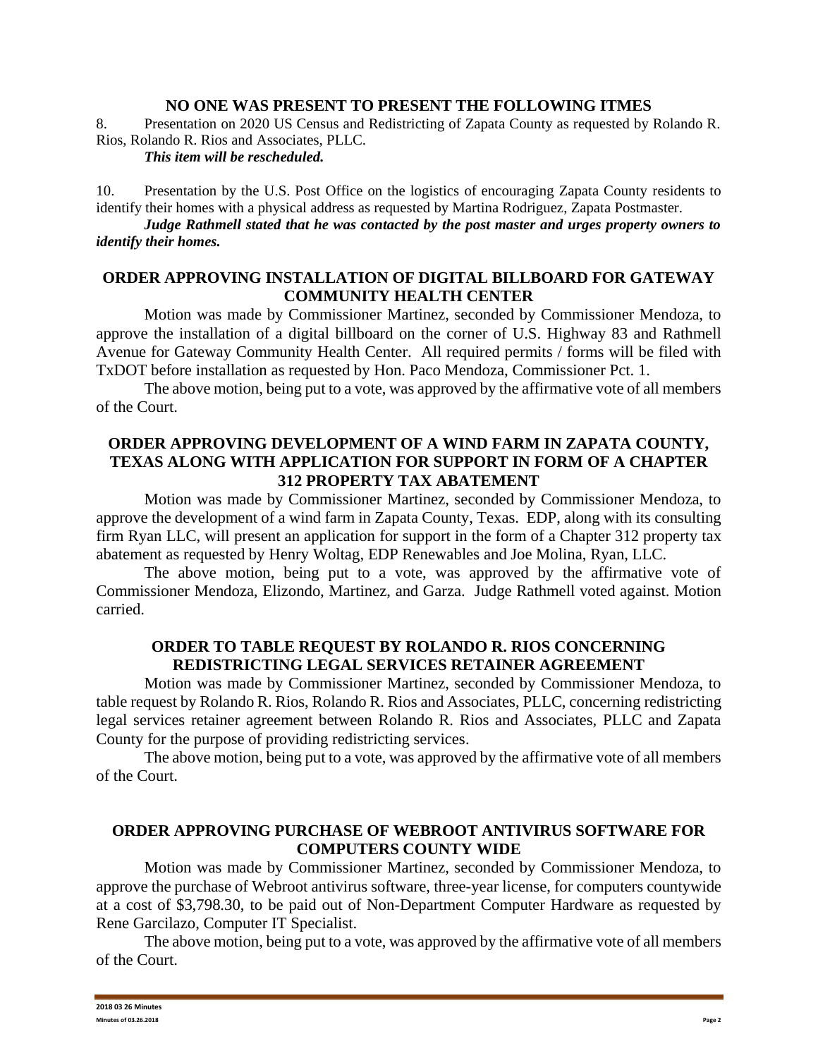**NO ONE WAS PRESENT TO PRESENT THE FOLLOWING ITMES**

8. Presentation on 2020 US Census and Redistricting of Zapata County as requested by Rolando R. Rios, Rolando R. Rios and Associates, PLLC.

*This item will be rescheduled.*

10. Presentation by the U.S. Post Office on the logistics of encouraging Zapata County residents to identify their homes with a physical address as requested by Martina Rodriguez, Zapata Postmaster.

***Judge Rathmell stated that he was contacted by the post master and urges property owners to identify their homes.***

## ORDER APPROVING INSTALLATION OF DIGITAL BILLBOARD FOR GATEWAY COMMUNITY HEALTH CENTER

Motion was made by Commissioner Martinez, seconded by Commissioner Mendoza, to approve the installation of a digital billboard on the corner of U.S. Highway 83 and Rathmell Avenue for Gateway Community Health Center. All required permits / forms will be filed with TxDOT before installation as requested by Hon. Paco Mendoza, Commissioner Pct. 1.

The above motion, being put to a vote, was approved by the affirmative vote of all members of the Court.

## ORDER APPROVING DEVELOPMENT OF A WIND FARM IN ZAPATA COUNTY, TEXAS ALONG WITH APPLICATION FOR SUPPORT IN FORM OF A CHAPTER 312 PROPERTY TAX ABATEMENT

Motion was made by Commissioner Martinez, seconded by Commissioner Mendoza, to approve the development of a wind farm in Zapata County, Texas. EDP, along with its consulting firm Ryan LLC, will present an application for support in the form of a Chapter 312 property tax abatement as requested by Henry Woltag, EDP Renewables and Joe Molina, Ryan, LLC.

The above motion, being put to a vote, was approved by the affirmative vote of Commissioner Mendoza, Elizondo, Martinez, and Garza. Judge Rathmell voted against. Motion carried.

## ORDER TO TABLE REQUEST BY ROLANDO R. RIOS CONCERNING REDISTRICTING LEGAL SERVICES RETAINER AGREEMENT

Motion was made by Commissioner Martinez, seconded by Commissioner Mendoza, to table request by Rolando R. Rios, Rolando R. Rios and Associates, PLLC, concerning redistricting legal services retainer agreement between Rolando R. Rios and Associates, PLLC and Zapata County for the purpose of providing redistricting services.

The above motion, being put to a vote, was approved by the affirmative vote of all members of the Court.

## ORDER APPROVING PURCHASE OF WEBROOT ANTIVIRUS SOFTWARE FOR COMPUTERS COUNTY WIDE

Motion was made by Commissioner Martinez, seconded by Commissioner Mendoza, to approve the purchase of Webroot antivirus software, three-year license, for computers countywide at a cost of $3,798.30, to be paid out of Non-Department Computer Hardware as requested by Rene Garcilazo, Computer IT Specialist.

The above motion, being put to a vote, was approved by the affirmative vote of all members of the Court.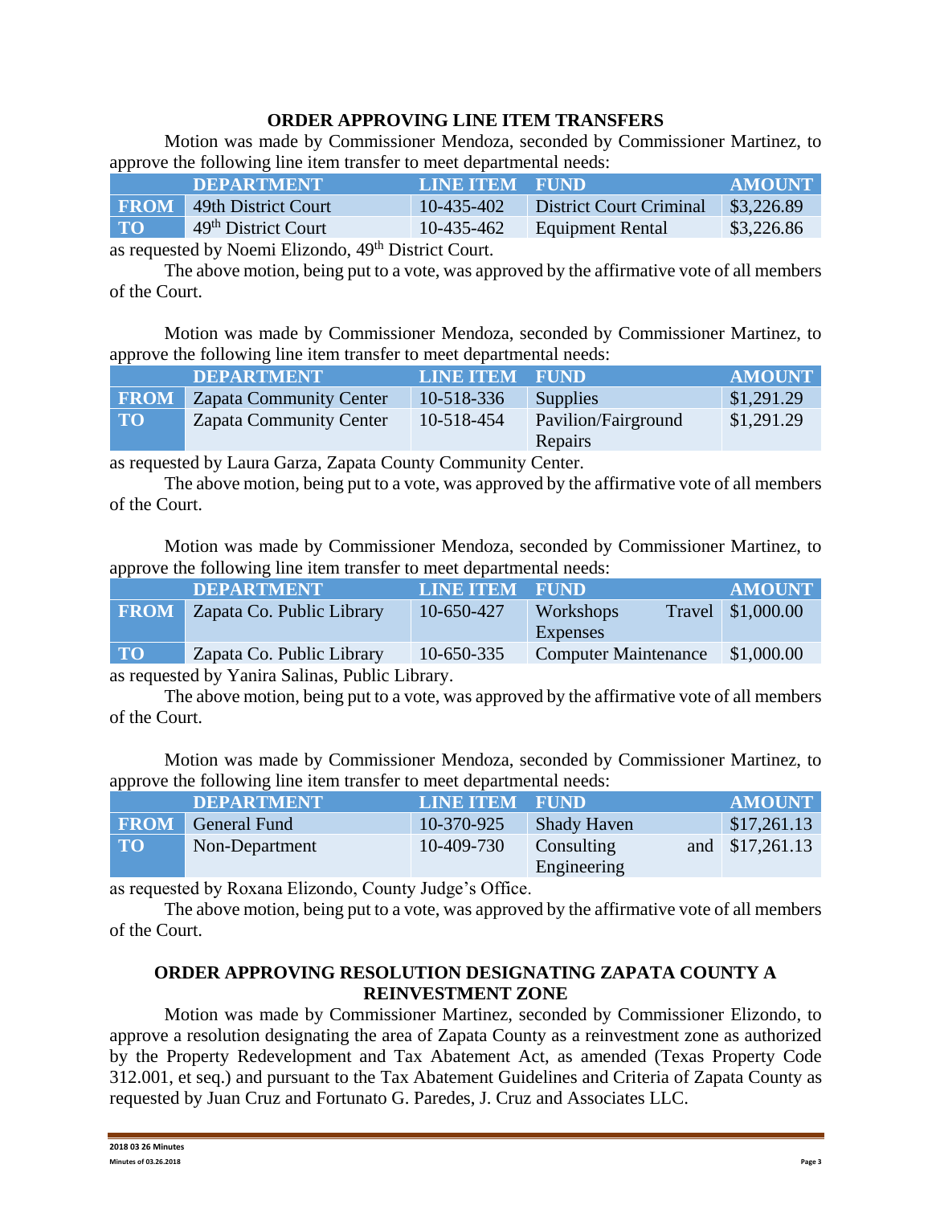## ORDER APPROVING LINE ITEM TRANSFERS

Motion was made by Commissioner Mendoza, seconded by Commissioner Martinez, to approve the following line item transfer to meet departmental needs:

| | DEPARTMENT | LINE ITEM | FUND | AMOUNT |
|---|---|---|---|---|
| FROM | 49th District Court | 10-435-402 | District Court Criminal | $3,226.89 |
| TO | 49th District Court | 10-435-462 | Equipment Rental | $3,226.86 |

as requested by Noemi Elizondo, 49th District Court.

The above motion, being put to a vote, was approved by the affirmative vote of all members of the Court.

Motion was made by Commissioner Mendoza, seconded by Commissioner Martinez, to approve the following line item transfer to meet departmental needs:

| | DEPARTMENT | LINE ITEM | FUND | AMOUNT |
|---|---|---|---|---|
| FROM | Zapata Community Center | 10-518-336 | Supplies | $1,291.29 |
| TO | Zapata Community Center | 10-518-454 | Pavilion/Fairground Repairs | $1,291.29 |

as requested by Laura Garza, Zapata County Community Center.

The above motion, being put to a vote, was approved by the affirmative vote of all members of the Court.

Motion was made by Commissioner Mendoza, seconded by Commissioner Martinez, to approve the following line item transfer to meet departmental needs:

| | DEPARTMENT | LINE ITEM | FUND | AMOUNT |
|---|---|---|---|---|
| FROM | Zapata Co. Public Library | 10-650-427 | Workshops Travel Expenses | $1,000.00 |
| TO | Zapata Co. Public Library | 10-650-335 | Computer Maintenance | $1,000.00 |

as requested by Yanira Salinas, Public Library.

The above motion, being put to a vote, was approved by the affirmative vote of all members of the Court.

Motion was made by Commissioner Mendoza, seconded by Commissioner Martinez, to approve the following line item transfer to meet departmental needs:

| | DEPARTMENT | LINE ITEM | FUND | AMOUNT |
|---|---|---|---|---|
| FROM | General Fund | 10-370-925 | Shady Haven | $17,261.13 |
| TO | Non-Department | 10-409-730 | Consulting and Engineering | $17,261.13 |

as requested by Roxana Elizondo, County Judge's Office.

The above motion, being put to a vote, was approved by the affirmative vote of all members of the Court.

## ORDER APPROVING RESOLUTION DESIGNATING ZAPATA COUNTY A REINVESTMENT ZONE

Motion was made by Commissioner Martinez, seconded by Commissioner Elizondo, to approve a resolution designating the area of Zapata County as a reinvestment zone as authorized by the Property Redevelopment and Tax Abatement Act, as amended (Texas Property Code 312.001, et seq.) and pursuant to the Tax Abatement Guidelines and Criteria of Zapata County as requested by Juan Cruz and Fortunato G. Paredes, J. Cruz and Associates LLC.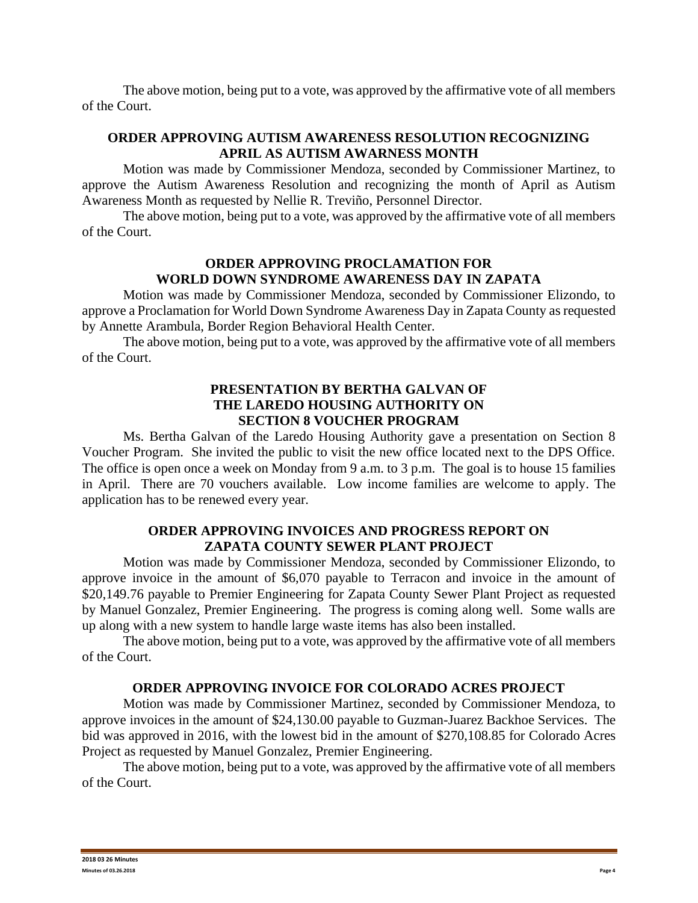The above motion, being put to a vote, was approved by the affirmative vote of all members of the Court.

**ORDER APPROVING AUTISM AWARENESS RESOLUTION RECOGNIZING APRIL AS AUTISM AWARNESS MONTH**

Motion was made by Commissioner Mendoza, seconded by Commissioner Martinez, to approve the Autism Awareness Resolution and recognizing the month of April as Autism Awareness Month as requested by Nellie R. Treviño, Personnel Director.

The above motion, being put to a vote, was approved by the affirmative vote of all members of the Court.

**ORDER APPROVING PROCLAMATION FOR WORLD DOWN SYNDROME AWARENESS DAY IN ZAPATA**

Motion was made by Commissioner Mendoza, seconded by Commissioner Elizondo, to approve a Proclamation for World Down Syndrome Awareness Day in Zapata County as requested by Annette Arambula, Border Region Behavioral Health Center.

The above motion, being put to a vote, was approved by the affirmative vote of all members of the Court.

**PRESENTATION BY BERTHA GALVAN OF THE LAREDO HOUSING AUTHORITY ON SECTION 8 VOUCHER PROGRAM**

Ms. Bertha Galvan of the Laredo Housing Authority gave a presentation on Section 8 Voucher Program. She invited the public to visit the new office located next to the DPS Office. The office is open once a week on Monday from 9 a.m. to 3 p.m. The goal is to house 15 families in April. There are 70 vouchers available. Low income families are welcome to apply. The application has to be renewed every year.

**ORDER APPROVING INVOICES AND PROGRESS REPORT ON ZAPATA COUNTY SEWER PLANT PROJECT**

Motion was made by Commissioner Mendoza, seconded by Commissioner Elizondo, to approve invoice in the amount of $6,070 payable to Terracon and invoice in the amount of $20,149.76 payable to Premier Engineering for Zapata County Sewer Plant Project as requested by Manuel Gonzalez, Premier Engineering. The progress is coming along well. Some walls are up along with a new system to handle large waste items has also been installed.

The above motion, being put to a vote, was approved by the affirmative vote of all members of the Court.

**ORDER APPROVING INVOICE FOR COLORADO ACRES PROJECT**

Motion was made by Commissioner Martinez, seconded by Commissioner Mendoza, to approve invoices in the amount of $24,130.00 payable to Guzman-Juarez Backhoe Services. The bid was approved in 2016, with the lowest bid in the amount of $270,108.85 for Colorado Acres Project as requested by Manuel Gonzalez, Premier Engineering.

The above motion, being put to a vote, was approved by the affirmative vote of all members of the Court.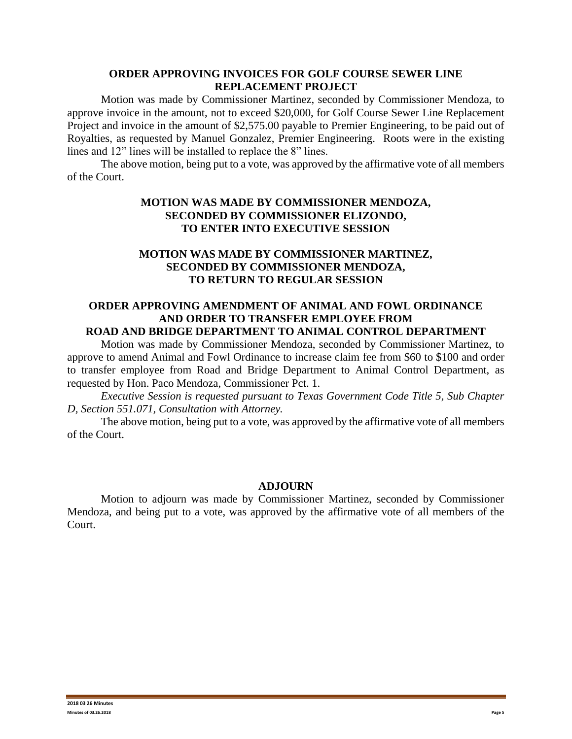**ORDER APPROVING INVOICES FOR GOLF COURSE SEWER LINE REPLACEMENT PROJECT**

Motion was made by Commissioner Martinez, seconded by Commissioner Mendoza, to approve invoice in the amount, not to exceed $20,000, for Golf Course Sewer Line Replacement Project and invoice in the amount of $2,575.00 payable to Premier Engineering, to be paid out of Royalties, as requested by Manuel Gonzalez, Premier Engineering. Roots were in the existing lines and 12" lines will be installed to replace the 8" lines.

The above motion, being put to a vote, was approved by the affirmative vote of all members of the Court.

**MOTION WAS MADE BY COMMISSIONER MENDOZA, SECONDED BY COMMISSIONER ELIZONDO, TO ENTER INTO EXECUTIVE SESSION**

**MOTION WAS MADE BY COMMISSIONER MARTINEZ, SECONDED BY COMMISSIONER MENDOZA, TO RETURN TO REGULAR SESSION**

**ORDER APPROVING AMENDMENT OF ANIMAL AND FOWL ORDINANCE AND ORDER TO TRANSFER EMPLOYEE FROM ROAD AND BRIDGE DEPARTMENT TO ANIMAL CONTROL DEPARTMENT**

Motion was made by Commissioner Mendoza, seconded by Commissioner Martinez, to approve to amend Animal and Fowl Ordinance to increase claim fee from $60 to $100 and order to transfer employee from Road and Bridge Department to Animal Control Department, as requested by Hon. Paco Mendoza, Commissioner Pct. 1.

*Executive Session is requested pursuant to Texas Government Code Title 5, Sub Chapter D, Section 551.071, Consultation with Attorney.*

The above motion, being put to a vote, was approved by the affirmative vote of all members of the Court.

**ADJOURN**

Motion to adjourn was made by Commissioner Martinez, seconded by Commissioner Mendoza, and being put to a vote, was approved by the affirmative vote of all members of the Court.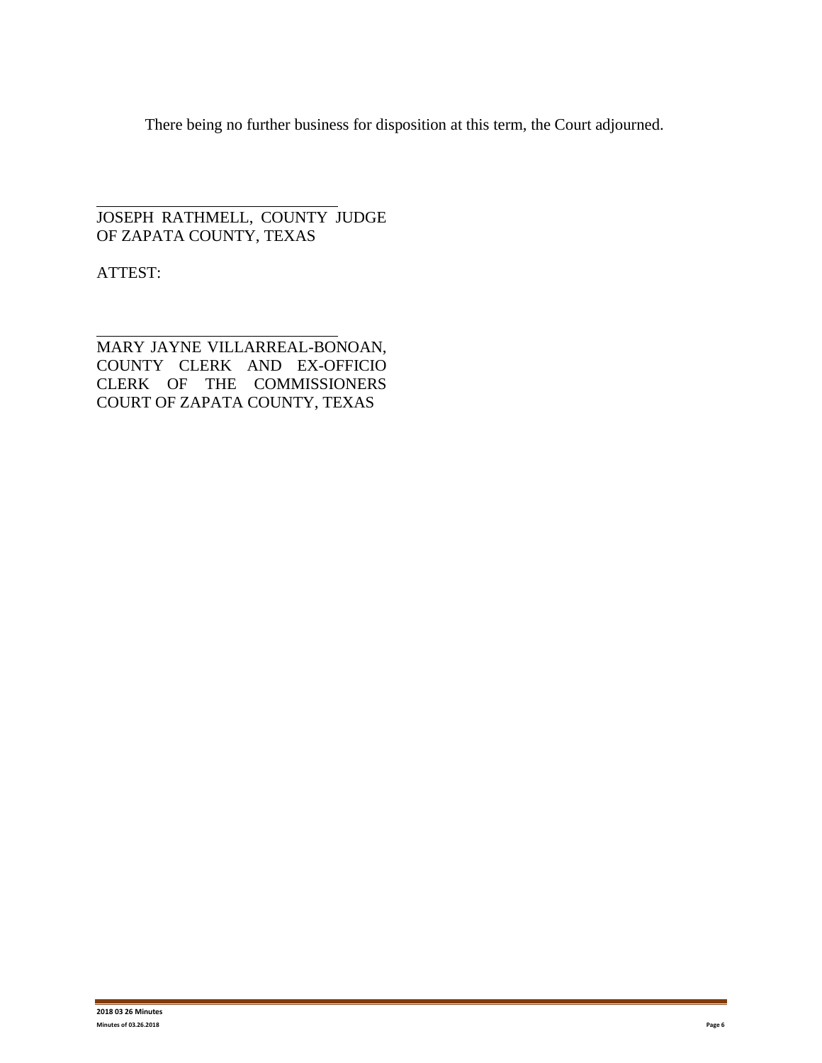There being no further business for disposition at this term, the Court adjourned.

\_\_\_\_\_\_\_\_\_\_\_\_\_\_\_\_\_\_\_\_\_\_\_\_\_\_\_\_\_\_\_\_

JOSEPH RATHMELL, COUNTY JUDGE OF ZAPATA COUNTY, TEXAS

ATTEST:

\_\_\_\_\_\_\_\_\_\_\_\_\_\_\_\_\_\_\_\_\_\_\_\_\_\_\_\_\_\_\_\_

MARY JAYNE VILLARREAL-BONOAN, COUNTY CLERK AND EX-OFFICIO CLERK OF THE COMMISSIONERS COURT OF ZAPATA COUNTY, TEXAS